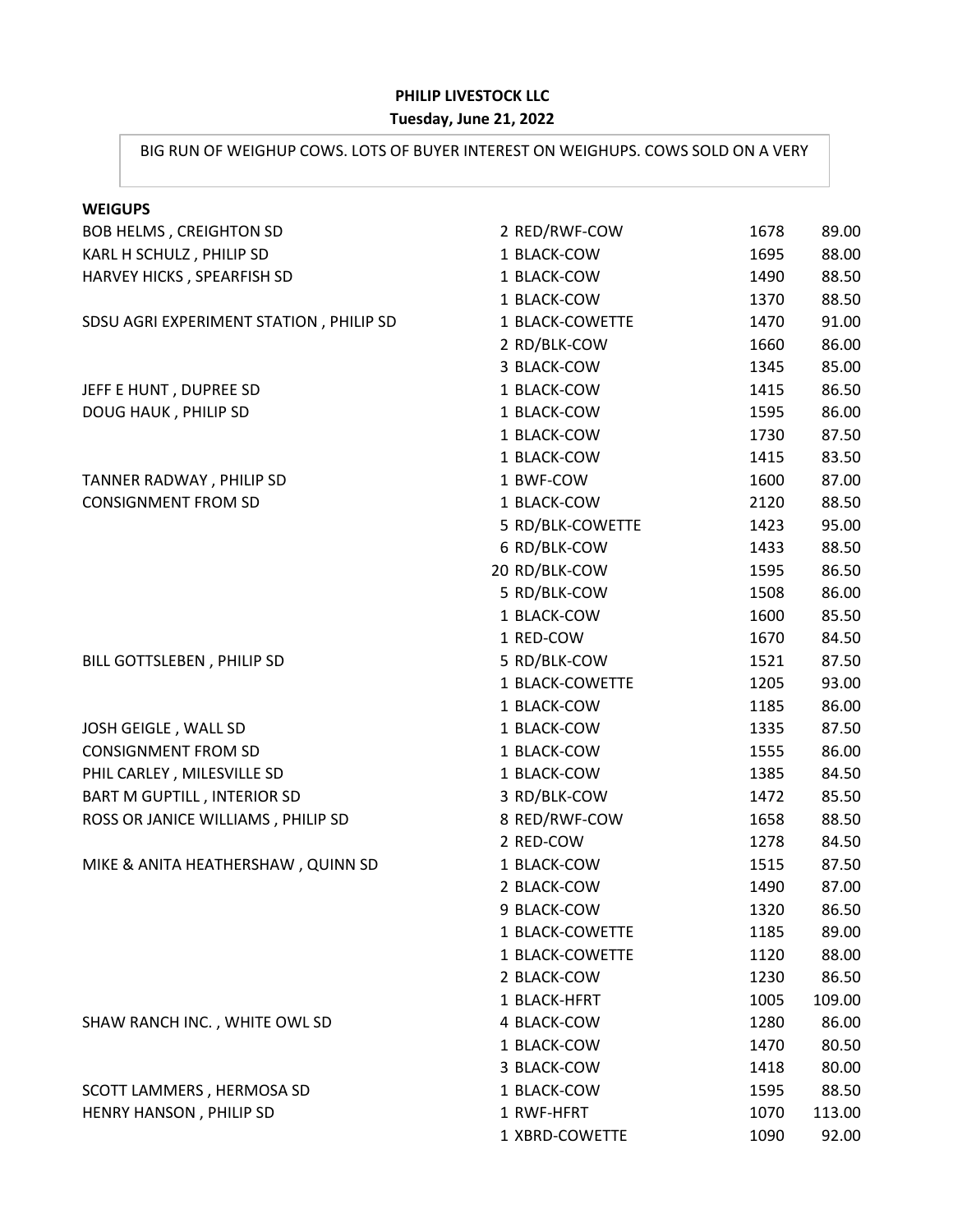**PHILIP LIVESTOCK LLC**

**Tuesday, June 21, 2022**

BIG RUN OF WEIGHUP COWS. LOTS OF BUYER INTEREST ON WEIGHUPS. COWS SOLD ON A VERY

**WEIGUPS**

| Consignor | Head / Description | Weight | Price |
|---|---|---|---|
| BOB HELMS , CREIGHTON SD | 2 RED/RWF-COW | 1678 | 89.00 |
| KARL H SCHULZ , PHILIP SD | 1 BLACK-COW | 1695 | 88.00 |
| HARVEY HICKS , SPEARFISH SD | 1 BLACK-COW | 1490 | 88.50 |
| | 1 BLACK-COW | 1370 | 88.50 |
| SDSU AGRI EXPERIMENT STATION , PHILIP SD | 1 BLACK-COWETTE | 1470 | 91.00 |
| | 2 RD/BLK-COW | 1660 | 86.00 |
| | 3 BLACK-COW | 1345 | 85.00 |
| JEFF E HUNT , DUPREE SD | 1 BLACK-COW | 1415 | 86.50 |
| DOUG HAUK , PHILIP SD | 1 BLACK-COW | 1595 | 86.00 |
| | 1 BLACK-COW | 1730 | 87.50 |
| | 1 BLACK-COW | 1415 | 83.50 |
| TANNER RADWAY , PHILIP SD | 1 BWF-COW | 1600 | 87.00 |
| CONSIGNMENT FROM SD | 1 BLACK-COW | 2120 | 88.50 |
| | 5 RD/BLK-COWETTE | 1423 | 95.00 |
| | 6 RD/BLK-COW | 1433 | 88.50 |
| | 20 RD/BLK-COW | 1595 | 86.50 |
| | 5 RD/BLK-COW | 1508 | 86.00 |
| | 1 BLACK-COW | 1600 | 85.50 |
| | 1 RED-COW | 1670 | 84.50 |
| BILL GOTTSLEBEN , PHILIP SD | 5 RD/BLK-COW | 1521 | 87.50 |
| | 1 BLACK-COWETTE | 1205 | 93.00 |
| | 1 BLACK-COW | 1185 | 86.00 |
| JOSH GEIGLE , WALL SD | 1 BLACK-COW | 1335 | 87.50 |
| CONSIGNMENT FROM SD | 1 BLACK-COW | 1555 | 86.00 |
| PHIL CARLEY , MILESVILLE SD | 1 BLACK-COW | 1385 | 84.50 |
| BART M GUPTILL , INTERIOR SD | 3 RD/BLK-COW | 1472 | 85.50 |
| ROSS OR JANICE WILLIAMS , PHILIP SD | 8 RED/RWF-COW | 1658 | 88.50 |
| | 2 RED-COW | 1278 | 84.50 |
| MIKE & ANITA HEATHERSHAW , QUINN SD | 1 BLACK-COW | 1515 | 87.50 |
| | 2 BLACK-COW | 1490 | 87.00 |
| | 9 BLACK-COW | 1320 | 86.50 |
| | 1 BLACK-COWETTE | 1185 | 89.00 |
| | 1 BLACK-COWETTE | 1120 | 88.00 |
| | 2 BLACK-COW | 1230 | 86.50 |
| | 1 BLACK-HFRT | 1005 | 109.00 |
| SHAW RANCH INC. , WHITE OWL SD | 4 BLACK-COW | 1280 | 86.00 |
| | 1 BLACK-COW | 1470 | 80.50 |
| | 3 BLACK-COW | 1418 | 80.00 |
| SCOTT LAMMERS , HERMOSA SD | 1 BLACK-COW | 1595 | 88.50 |
| HENRY HANSON , PHILIP SD | 1 RWF-HFRT | 1070 | 113.00 |
| | 1 XBRD-COWETTE | 1090 | 92.00 |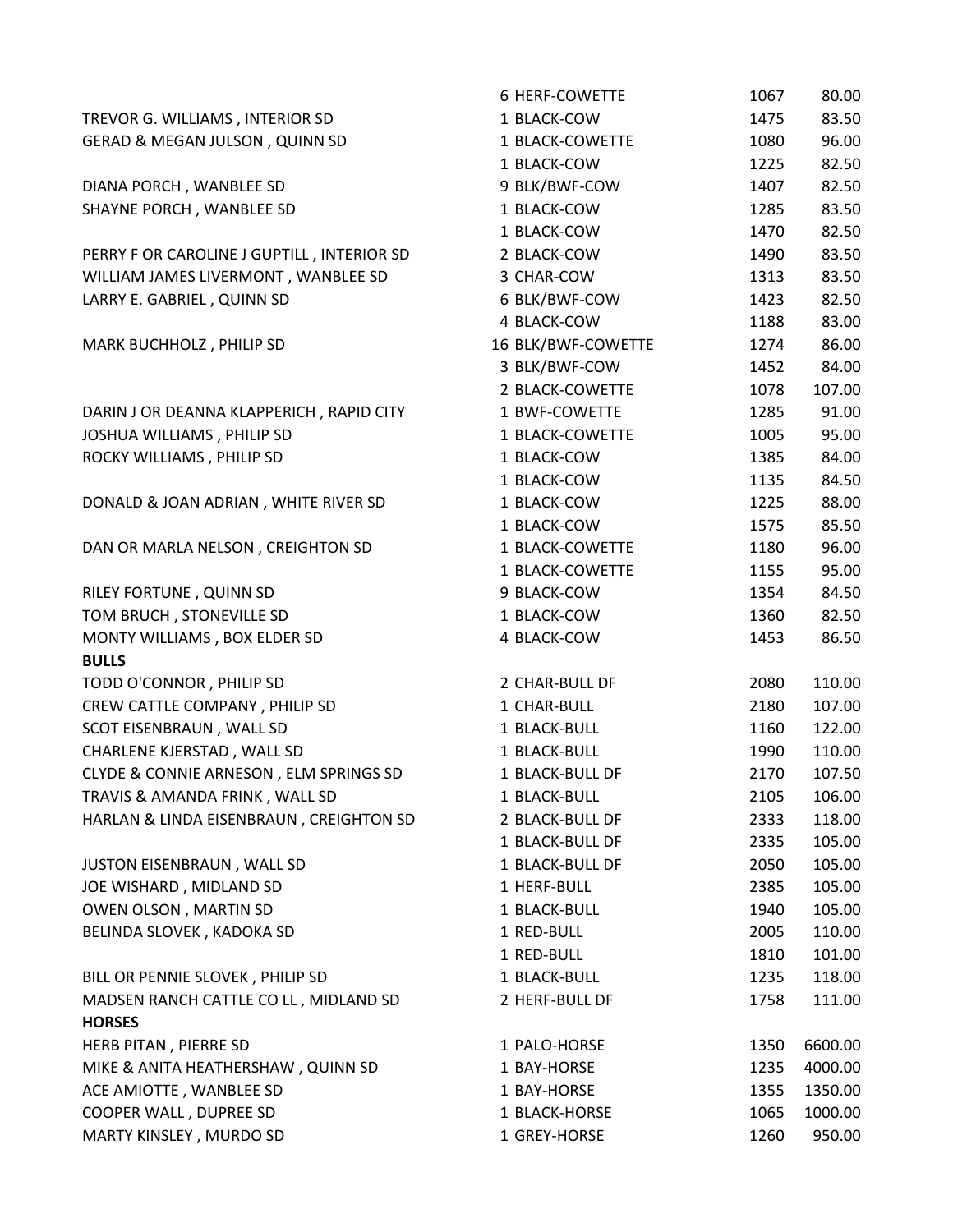| | | | |
|---|---|---|---|
| | 6 HERF-COWETTE | 1067 | 80.00 |
| TREVOR G. WILLIAMS , INTERIOR SD | 1 BLACK-COW | 1475 | 83.50 |
| GERAD & MEGAN JULSON , QUINN SD | 1 BLACK-COWETTE | 1080 | 96.00 |
| | 1 BLACK-COW | 1225 | 82.50 |
| DIANA PORCH , WANBLEE SD | 9 BLK/BWF-COW | 1407 | 82.50 |
| SHAYNE PORCH , WANBLEE SD | 1 BLACK-COW | 1285 | 83.50 |
| | 1 BLACK-COW | 1470 | 82.50 |
| PERRY F OR CAROLINE J GUPTILL , INTERIOR SD | 2 BLACK-COW | 1490 | 83.50 |
| WILLIAM JAMES LIVERMONT , WANBLEE SD | 3 CHAR-COW | 1313 | 83.50 |
| LARRY E. GABRIEL , QUINN SD | 6 BLK/BWF-COW | 1423 | 82.50 |
| | 4 BLACK-COW | 1188 | 83.00 |
| MARK BUCHHOLZ , PHILIP SD | 16 BLK/BWF-COWETTE | 1274 | 86.00 |
| | 3 BLK/BWF-COW | 1452 | 84.00 |
| | 2 BLACK-COWETTE | 1078 | 107.00 |
| DARIN J OR DEANNA KLAPPERICH , RAPID CITY | 1 BWF-COWETTE | 1285 | 91.00 |
| JOSHUA WILLIAMS , PHILIP SD | 1 BLACK-COWETTE | 1005 | 95.00 |
| ROCKY WILLIAMS , PHILIP SD | 1 BLACK-COW | 1385 | 84.00 |
| | 1 BLACK-COW | 1135 | 84.50 |
| DONALD & JOAN ADRIAN , WHITE RIVER SD | 1 BLACK-COW | 1225 | 88.00 |
| | 1 BLACK-COW | 1575 | 85.50 |
| DAN OR MARLA NELSON , CREIGHTON SD | 1 BLACK-COWETTE | 1180 | 96.00 |
| | 1 BLACK-COWETTE | 1155 | 95.00 |
| RILEY FORTUNE , QUINN SD | 9 BLACK-COW | 1354 | 84.50 |
| TOM BRUCH , STONEVILLE SD | 1 BLACK-COW | 1360 | 82.50 |
| MONTY WILLIAMS , BOX ELDER SD | 4 BLACK-COW | 1453 | 86.50 |
| **BULLS** | | | |
| TODD O'CONNOR , PHILIP SD | 2 CHAR-BULL DF | 2080 | 110.00 |
| CREW CATTLE COMPANY , PHILIP SD | 1 CHAR-BULL | 2180 | 107.00 |
| SCOT EISENBRAUN , WALL SD | 1 BLACK-BULL | 1160 | 122.00 |
| CHARLENE KJERSTAD , WALL SD | 1 BLACK-BULL | 1990 | 110.00 |
| CLYDE & CONNIE ARNESON , ELM SPRINGS SD | 1 BLACK-BULL DF | 2170 | 107.50 |
| TRAVIS & AMANDA FRINK , WALL SD | 1 BLACK-BULL | 2105 | 106.00 |
| HARLAN & LINDA EISENBRAUN , CREIGHTON SD | 2 BLACK-BULL DF | 2333 | 118.00 |
| | 1 BLACK-BULL DF | 2335 | 105.00 |
| JUSTON EISENBRAUN , WALL SD | 1 BLACK-BULL DF | 2050 | 105.00 |
| JOE WISHARD , MIDLAND SD | 1 HERF-BULL | 2385 | 105.00 |
| OWEN OLSON , MARTIN SD | 1 BLACK-BULL | 1940 | 105.00 |
| BELINDA SLOVEK , KADOKA SD | 1 RED-BULL | 2005 | 110.00 |
| | 1 RED-BULL | 1810 | 101.00 |
| BILL OR PENNIE SLOVEK , PHILIP SD | 1 BLACK-BULL | 1235 | 118.00 |
| MADSEN RANCH CATTLE CO LL , MIDLAND SD | 2 HERF-BULL DF | 1758 | 111.00 |
| **HORSES** | | | |
| HERB PITAN , PIERRE SD | 1 PALO-HORSE | 1350 | 6600.00 |
| MIKE & ANITA HEATHERSHAW , QUINN SD | 1 BAY-HORSE | 1235 | 4000.00 |
| ACE AMIOTTE , WANBLEE SD | 1 BAY-HORSE | 1355 | 1350.00 |
| COOPER WALL , DUPREE SD | 1 BLACK-HORSE | 1065 | 1000.00 |
| MARTY KINSLEY , MURDO SD | 1 GREY-HORSE | 1260 | 950.00 |